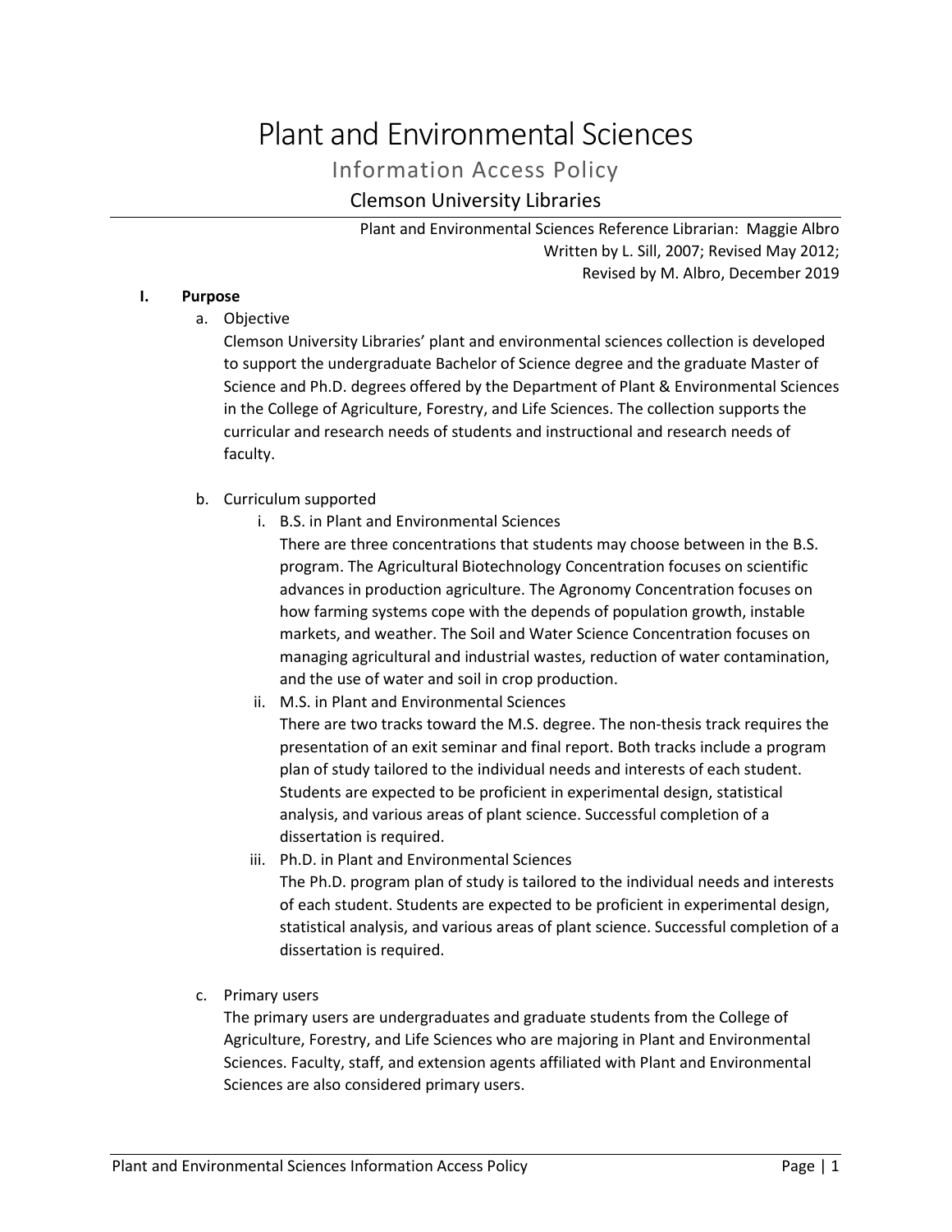# Plant and Environmental Sciences

## Information Access Policy

### Clemson University Libraries

Plant and Environmental Sciences Reference Librarian: Maggie Albro
Written by L. Sill, 2007; Revised May 2012;
Revised by M. Albro, December 2019

**I. Purpose**

a. Objective

Clemson University Libraries' plant and environmental sciences collection is developed to support the undergraduate Bachelor of Science degree and the graduate Master of Science and Ph.D. degrees offered by the Department of Plant & Environmental Sciences in the College of Agriculture, Forestry, and Life Sciences. The collection supports the curricular and research needs of students and instructional and research needs of faculty.

b. Curriculum supported

i. B.S. in Plant and Environmental Sciences

There are three concentrations that students may choose between in the B.S. program. The Agricultural Biotechnology Concentration focuses on scientific advances in production agriculture. The Agronomy Concentration focuses on how farming systems cope with the depends of population growth, instable markets, and weather. The Soil and Water Science Concentration focuses on managing agricultural and industrial wastes, reduction of water contamination, and the use of water and soil in crop production.

ii. M.S. in Plant and Environmental Sciences

There are two tracks toward the M.S. degree. The non-thesis track requires the presentation of an exit seminar and final report. Both tracks include a program plan of study tailored to the individual needs and interests of each student. Students are expected to be proficient in experimental design, statistical analysis, and various areas of plant science. Successful completion of a dissertation is required.

iii. Ph.D. in Plant and Environmental Sciences

The Ph.D. program plan of study is tailored to the individual needs and interests of each student. Students are expected to be proficient in experimental design, statistical analysis, and various areas of plant science. Successful completion of a dissertation is required.

c. Primary users

The primary users are undergraduates and graduate students from the College of Agriculture, Forestry, and Life Sciences who are majoring in Plant and Environmental Sciences. Faculty, staff, and extension agents affiliated with Plant and Environmental Sciences are also considered primary users.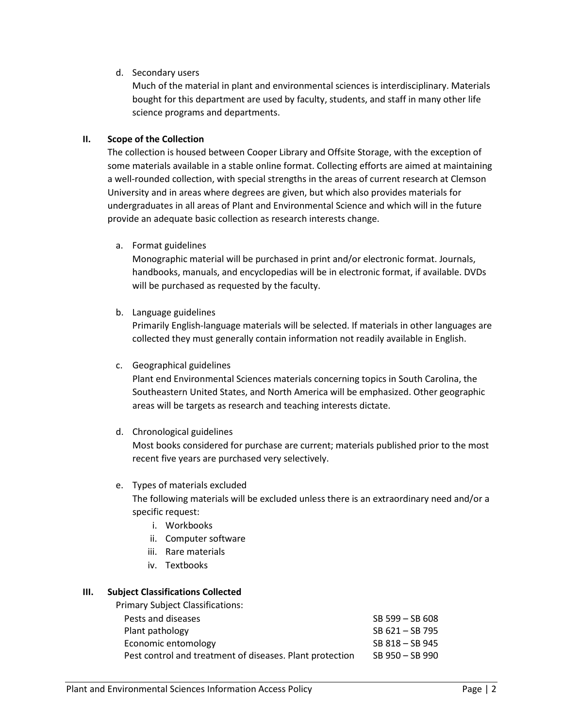d. Secondary users

   Much of the material in plant and environmental sciences is interdisciplinary. Materials bought for this department are used by faculty, students, and staff in many other life science programs and departments.

## II. Scope of the Collection

The collection is housed between Cooper Library and Offsite Storage, with the exception of some materials available in a stable online format. Collecting efforts are aimed at maintaining a well-rounded collection, with special strengths in the areas of current research at Clemson University and in areas where degrees are given, but which also provides materials for undergraduates in all areas of Plant and Environmental Science and which will in the future provide an adequate basic collection as research interests change.

a. Format guidelines

   Monographic material will be purchased in print and/or electronic format. Journals, handbooks, manuals, and encyclopedias will be in electronic format, if available. DVDs will be purchased as requested by the faculty.

b. Language guidelines

   Primarily English-language materials will be selected. If materials in other languages are collected they must generally contain information not readily available in English.

c. Geographical guidelines

   Plant end Environmental Sciences materials concerning topics in South Carolina, the Southeastern United States, and North America will be emphasized. Other geographic areas will be targets as research and teaching interests dictate.

d. Chronological guidelines

   Most books considered for purchase are current; materials published prior to the most recent five years are purchased very selectively.

e. Types of materials excluded

   The following materials will be excluded unless there is an extraordinary need and/or a specific request:

   i. Workbooks
   ii. Computer software
   iii. Rare materials
   iv. Textbooks

## III. Subject Classifications Collected

Primary Subject Classifications:

| Subject | Classification |
|---|---|
| Pests and diseases | SB 599 – SB 608 |
| Plant pathology | SB 621 – SB 795 |
| Economic entomology | SB 818 – SB 945 |
| Pest control and treatment of diseases. Plant protection | SB 950 – SB 990 |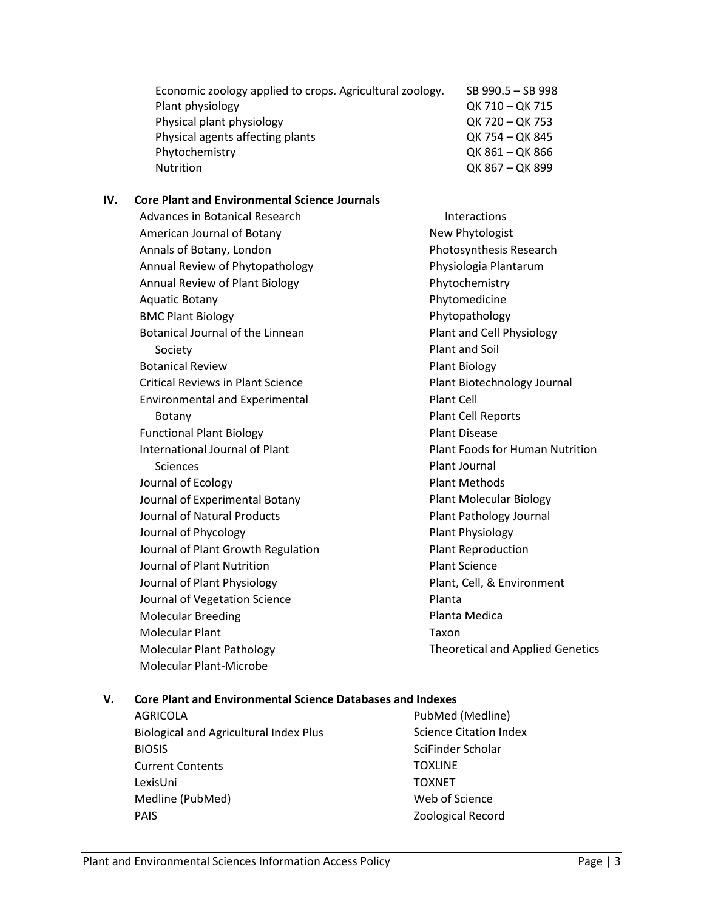| | |
|---|---|
| Economic zoology applied to crops. Agricultural zoology. | SB 990.5 – SB 998 |
| Plant physiology | QK 710 – QK 715 |
| Physical plant physiology | QK 720 – QK 753 |
| Physical agents affecting plants | QK 754 – QK 845 |
| Phytochemistry | QK 861 – QK 866 |
| Nutrition | QK 867 – QK 899 |

## IV. Core Plant and Environmental Science Journals

- Advances in Botanical Research
- American Journal of Botany
- Annals of Botany, London
- Annual Review of Phytopathology
- Annual Review of Plant Biology
- Aquatic Botany
- BMC Plant Biology
- Botanical Journal of the Linnean Society
- Botanical Review
- Critical Reviews in Plant Science
- Environmental and Experimental Botany
- Functional Plant Biology
- International Journal of Plant Sciences
- Journal of Ecology
- Journal of Experimental Botany
- Journal of Natural Products
- Journal of Phycology
- Journal of Plant Growth Regulation
- Journal of Plant Nutrition
- Journal of Plant Physiology
- Journal of Vegetation Science
- Molecular Breeding
- Molecular Plant
- Molecular Plant Pathology
- Molecular Plant-Microbe Interactions
- New Phytologist
- Photosynthesis Research
- Physiologia Plantarum
- Phytochemistry
- Phytomedicine
- Phytopathology
- Plant and Cell Physiology
- Plant and Soil
- Plant Biology
- Plant Biotechnology Journal
- Plant Cell
- Plant Cell Reports
- Plant Disease
- Plant Foods for Human Nutrition
- Plant Journal
- Plant Methods
- Plant Molecular Biology
- Plant Pathology Journal
- Plant Physiology
- Plant Reproduction
- Plant Science
- Plant, Cell, & Environment
- Planta
- Planta Medica
- Taxon
- Theoretical and Applied Genetics

## V. Core Plant and Environmental Science Databases and Indexes

- AGRICOLA
- Biological and Agricultural Index Plus
- BIOSIS
- Current Contents
- LexisUni
- Medline (PubMed)
- PAIS
- PubMed (Medline)
- Science Citation Index
- SciFinder Scholar
- TOXLINE
- TOXNET
- Web of Science
- Zoological Record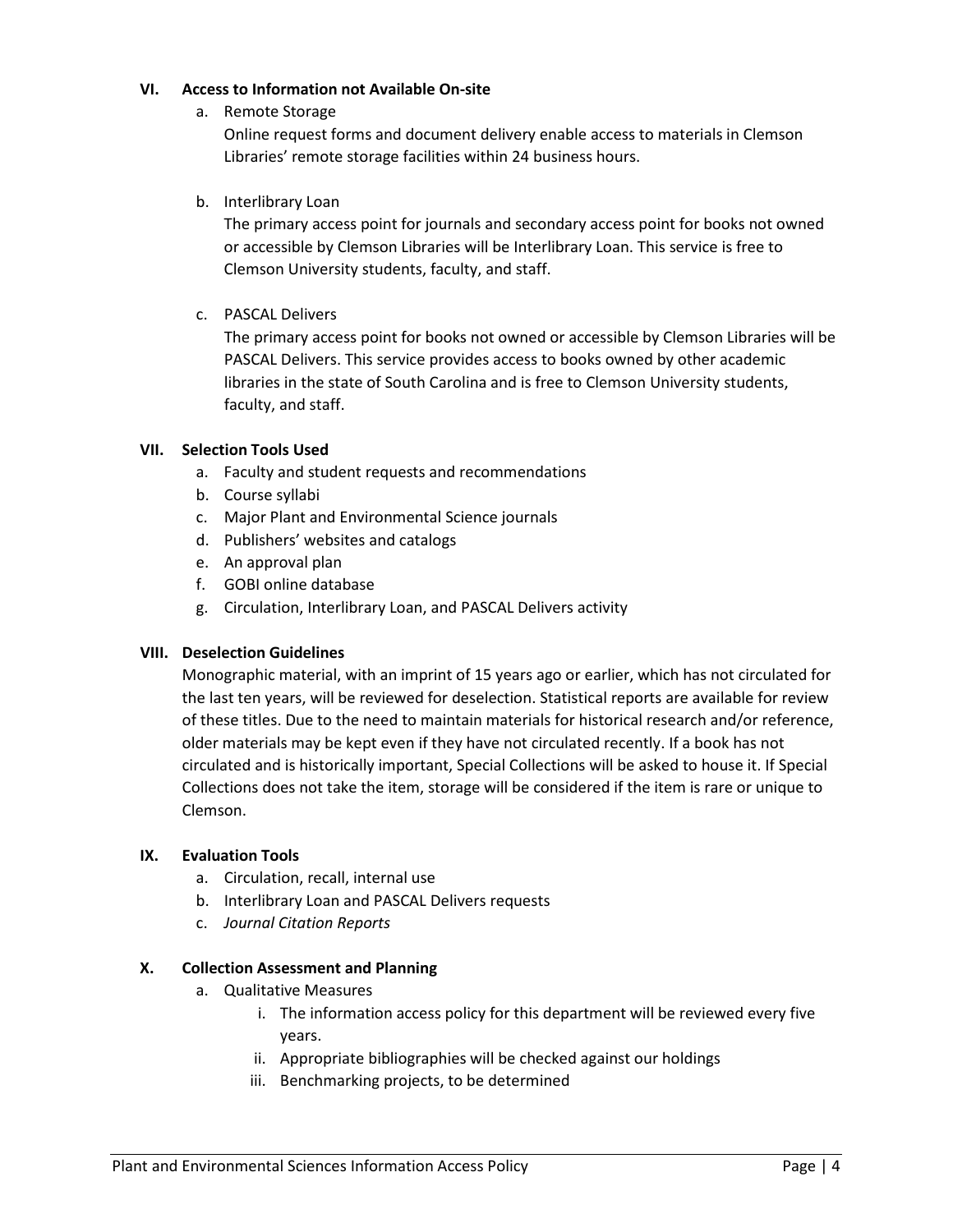## VI. Access to Information not Available On-site

a. Remote Storage

Online request forms and document delivery enable access to materials in Clemson Libraries' remote storage facilities within 24 business hours.

b. Interlibrary Loan

The primary access point for journals and secondary access point for books not owned or accessible by Clemson Libraries will be Interlibrary Loan. This service is free to Clemson University students, faculty, and staff.

c. PASCAL Delivers

The primary access point for books not owned or accessible by Clemson Libraries will be PASCAL Delivers. This service provides access to books owned by other academic libraries in the state of South Carolina and is free to Clemson University students, faculty, and staff.

## VII. Selection Tools Used

a. Faculty and student requests and recommendations
b. Course syllabi
c. Major Plant and Environmental Science journals
d. Publishers' websites and catalogs
e. An approval plan
f. GOBI online database
g. Circulation, Interlibrary Loan, and PASCAL Delivers activity

## VIII. Deselection Guidelines

Monographic material, with an imprint of 15 years ago or earlier, which has not circulated for the last ten years, will be reviewed for deselection. Statistical reports are available for review of these titles. Due to the need to maintain materials for historical research and/or reference, older materials may be kept even if they have not circulated recently. If a book has not circulated and is historically important, Special Collections will be asked to house it. If Special Collections does not take the item, storage will be considered if the item is rare or unique to Clemson.

## IX. Evaluation Tools

a. Circulation, recall, internal use
b. Interlibrary Loan and PASCAL Delivers requests
c. *Journal Citation Reports*

## X. Collection Assessment and Planning

a. Qualitative Measures
    i. The information access policy for this department will be reviewed every five years.
    ii. Appropriate bibliographies will be checked against our holdings
    iii. Benchmarking projects, to be determined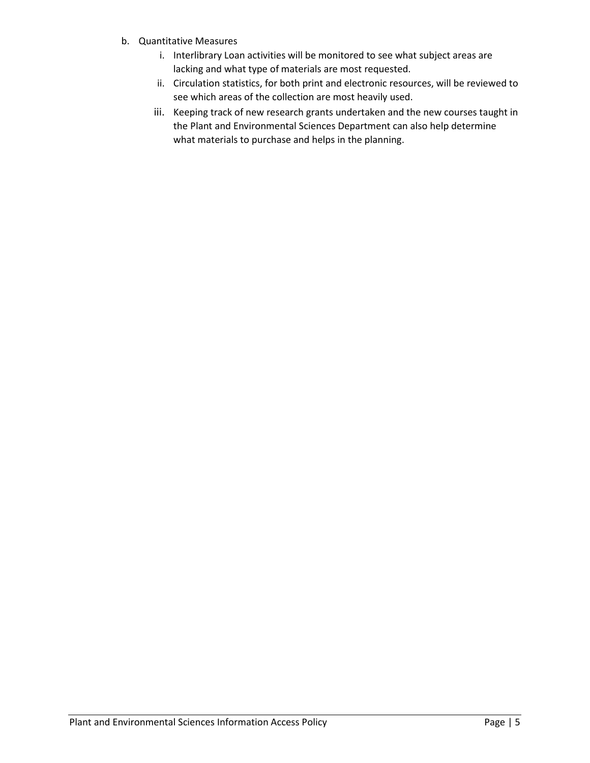b. Quantitative Measures

   i. Interlibrary Loan activities will be monitored to see what subject areas are lacking and what type of materials are most requested.

   ii. Circulation statistics, for both print and electronic resources, will be reviewed to see which areas of the collection are most heavily used.

   iii. Keeping track of new research grants undertaken and the new courses taught in the Plant and Environmental Sciences Department can also help determine what materials to purchase and helps in the planning.